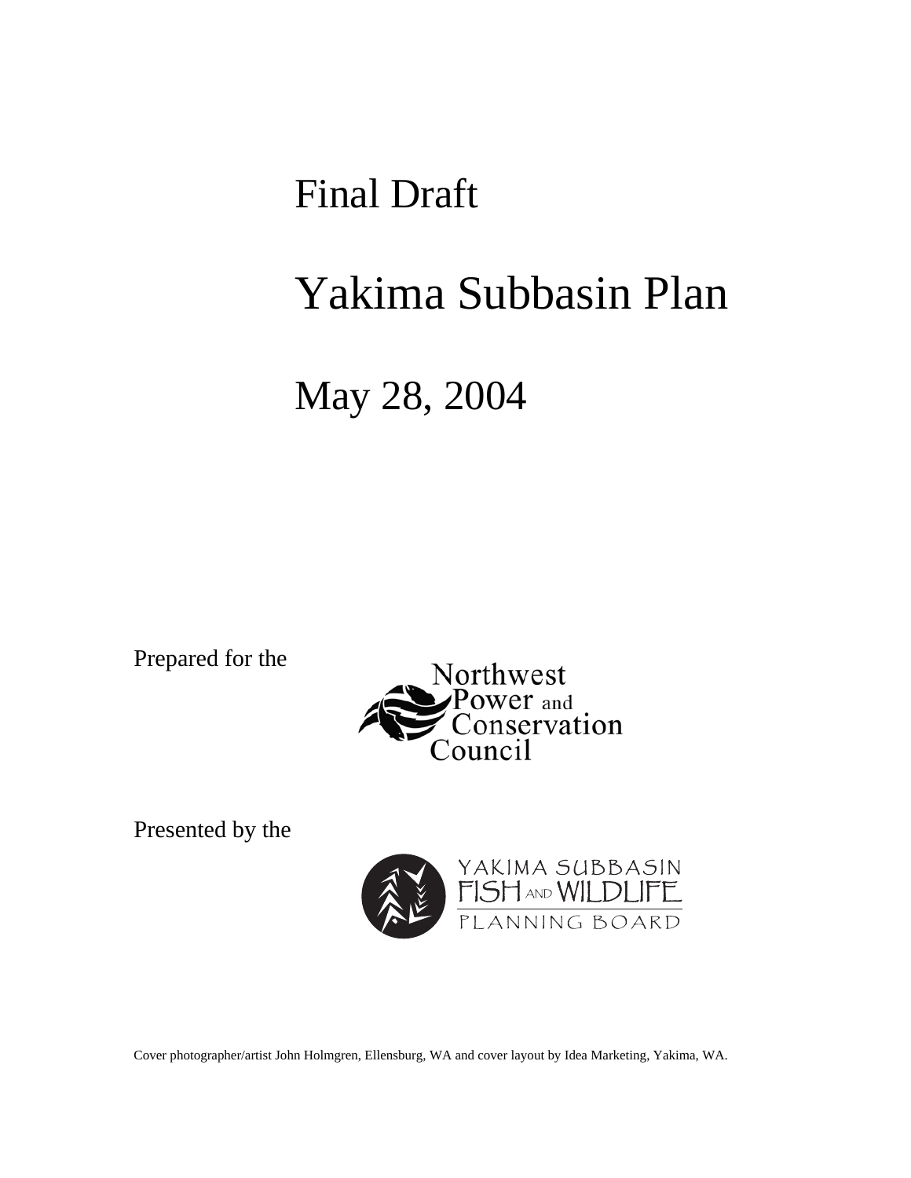# Final Draft

# Yakima Subbasin Plan

# May 28, 2004

Prepared for the

Northwest Power and Conservation Council

Presented by the

YAKIMA SUBBASIN FISH AND WILDLIFE PLANNING BOARD

Cover photographer/artist John Holmgren, Ellensburg, WA and cover layout by Idea Marketing, Yakima, WA.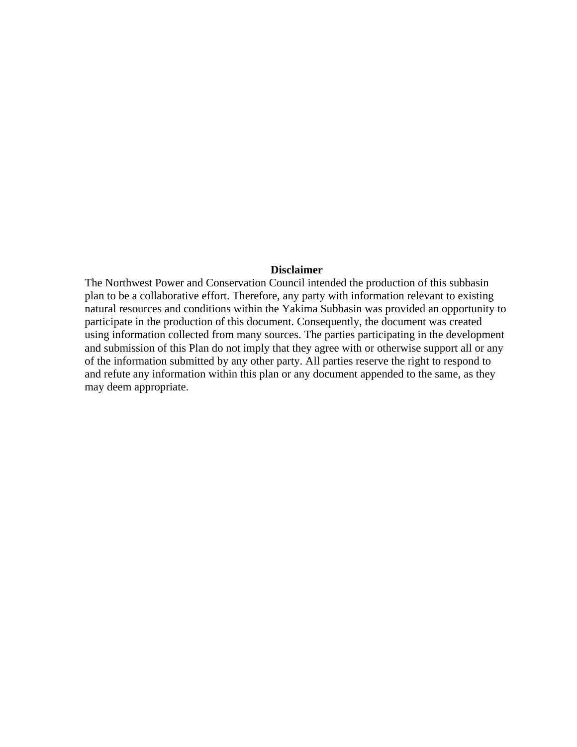**Disclaimer**

The Northwest Power and Conservation Council intended the production of this subbasin plan to be a collaborative effort. Therefore, any party with information relevant to existing natural resources and conditions within the Yakima Subbasin was provided an opportunity to participate in the production of this document. Consequently, the document was created using information collected from many sources. The parties participating in the development and submission of this Plan do not imply that they agree with or otherwise support all or any of the information submitted by any other party. All parties reserve the right to respond to and refute any information within this plan or any document appended to the same, as they may deem appropriate.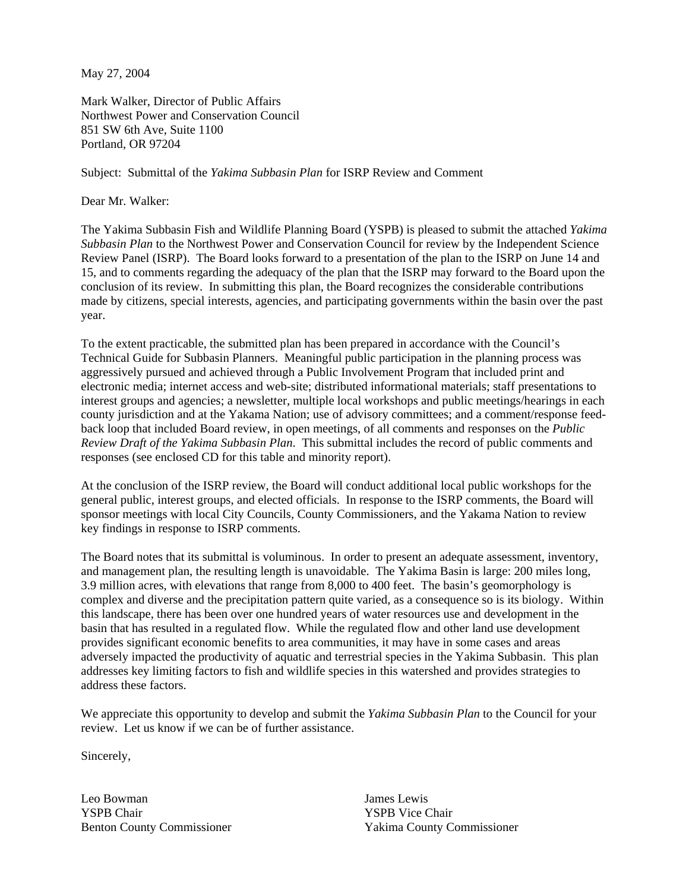May 27, 2004

Mark Walker, Director of Public Affairs
Northwest Power and Conservation Council
851 SW 6th Ave, Suite 1100
Portland, OR 97204

Subject: Submittal of the *Yakima Subbasin Plan* for ISRP Review and Comment

Dear Mr. Walker:

The Yakima Subbasin Fish and Wildlife Planning Board (YSPB) is pleased to submit the attached *Yakima Subbasin Plan* to the Northwest Power and Conservation Council for review by the Independent Science Review Panel (ISRP). The Board looks forward to a presentation of the plan to the ISRP on June 14 and 15, and to comments regarding the adequacy of the plan that the ISRP may forward to the Board upon the conclusion of its review. In submitting this plan, the Board recognizes the considerable contributions made by citizens, special interests, agencies, and participating governments within the basin over the past year.

To the extent practicable, the submitted plan has been prepared in accordance with the Council's Technical Guide for Subbasin Planners. Meaningful public participation in the planning process was aggressively pursued and achieved through a Public Involvement Program that included print and electronic media; internet access and web-site; distributed informational materials; staff presentations to interest groups and agencies; a newsletter, multiple local workshops and public meetings/hearings in each county jurisdiction and at the Yakama Nation; use of advisory committees; and a comment/response feed-back loop that included Board review, in open meetings, of all comments and responses on the *Public Review Draft of the Yakima Subbasin Plan*. This submittal includes the record of public comments and responses (see enclosed CD for this table and minority report).

At the conclusion of the ISRP review, the Board will conduct additional local public workshops for the general public, interest groups, and elected officials. In response to the ISRP comments, the Board will sponsor meetings with local City Councils, County Commissioners, and the Yakama Nation to review key findings in response to ISRP comments.

The Board notes that its submittal is voluminous. In order to present an adequate assessment, inventory, and management plan, the resulting length is unavoidable. The Yakima Basin is large: 200 miles long, 3.9 million acres, with elevations that range from 8,000 to 400 feet. The basin's geomorphology is complex and diverse and the precipitation pattern quite varied, as a consequence so is its biology. Within this landscape, there has been over one hundred years of water resources use and development in the basin that has resulted in a regulated flow. While the regulated flow and other land use development provides significant economic benefits to area communities, it may have in some cases and areas adversely impacted the productivity of aquatic and terrestrial species in the Yakima Subbasin. This plan addresses key limiting factors to fish and wildlife species in this watershed and provides strategies to address these factors.

We appreciate this opportunity to develop and submit the *Yakima Subbasin Plan* to the Council for your review. Let us know if we can be of further assistance.

Sincerely,

Leo Bowman
YSPB Chair
Benton County Commissioner

James Lewis
YSPB Vice Chair
Yakima County Commissioner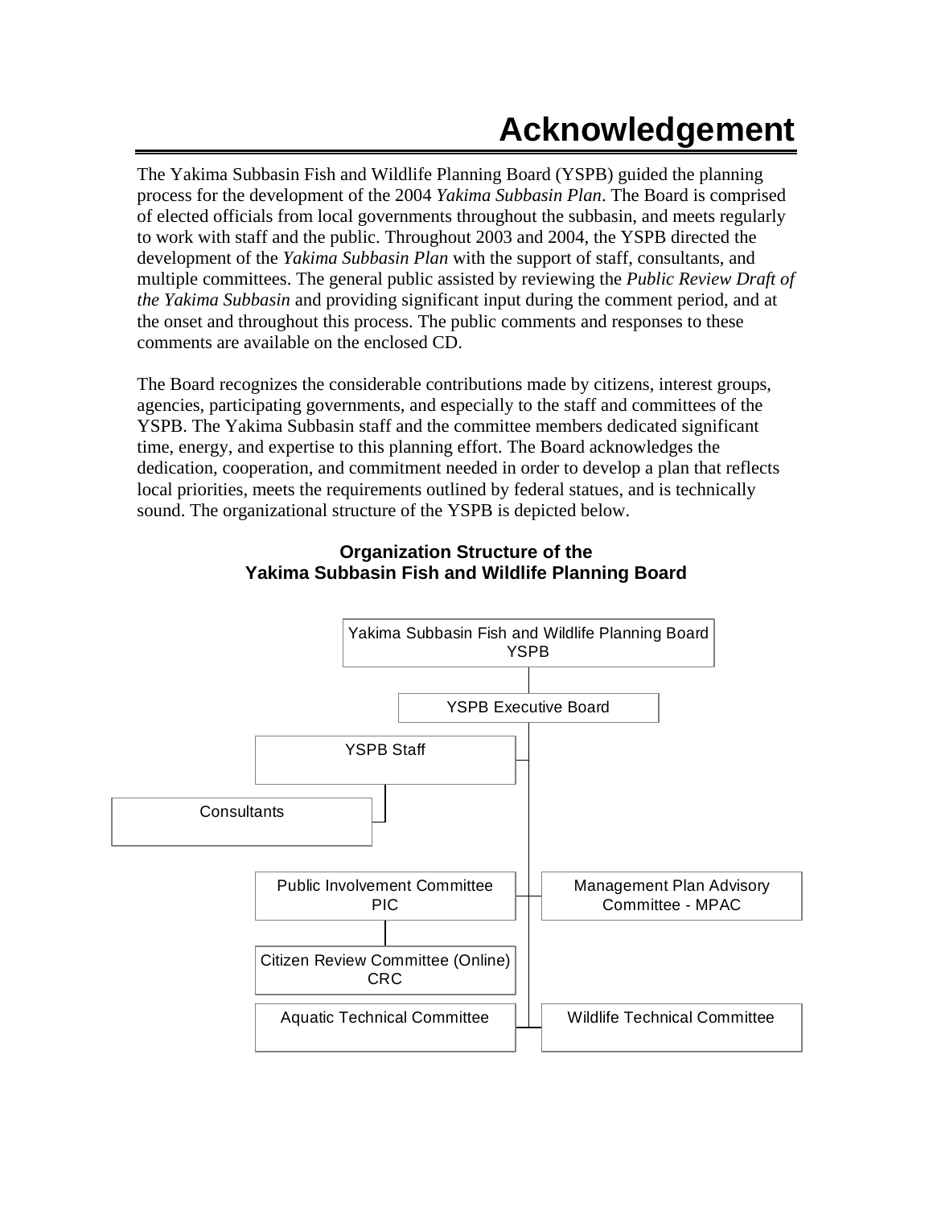# Acknowledgement

The Yakima Subbasin Fish and Wildlife Planning Board (YSPB) guided the planning process for the development of the 2004 *Yakima Subbasin Plan*. The Board is comprised of elected officials from local governments throughout the subbasin, and meets regularly to work with staff and the public. Throughout 2003 and 2004, the YSPB directed the development of the *Yakima Subbasin Plan* with the support of staff, consultants, and multiple committees. The general public assisted by reviewing the *Public Review Draft of the Yakima Subbasin* and providing significant input during the comment period, and at the onset and throughout this process. The public comments and responses to these comments are available on the enclosed CD.

The Board recognizes the considerable contributions made by citizens, interest groups, agencies, participating governments, and especially to the staff and committees of the YSPB. The Yakima Subbasin staff and the committee members dedicated significant time, energy, and expertise to this planning effort. The Board acknowledges the dedication, cooperation, and commitment needed in order to develop a plan that reflects local priorities, meets the requirements outlined by federal statues, and is technically sound. The organizational structure of the YSPB is depicted below.

**Organization Structure of the Yakima Subbasin Fish and Wildlife Planning Board**

- Yakima Subbasin Fish and Wildlife Planning Board YSPB
  - YSPB Executive Board
    - YSPB Staff
      - Consultants
    - Public Involvement Committee PIC
      - Citizen Review Committee (Online) CRC
    - Management Plan Advisory Committee - MPAC
    - Aquatic Technical Committee
    - Wildlife Technical Committee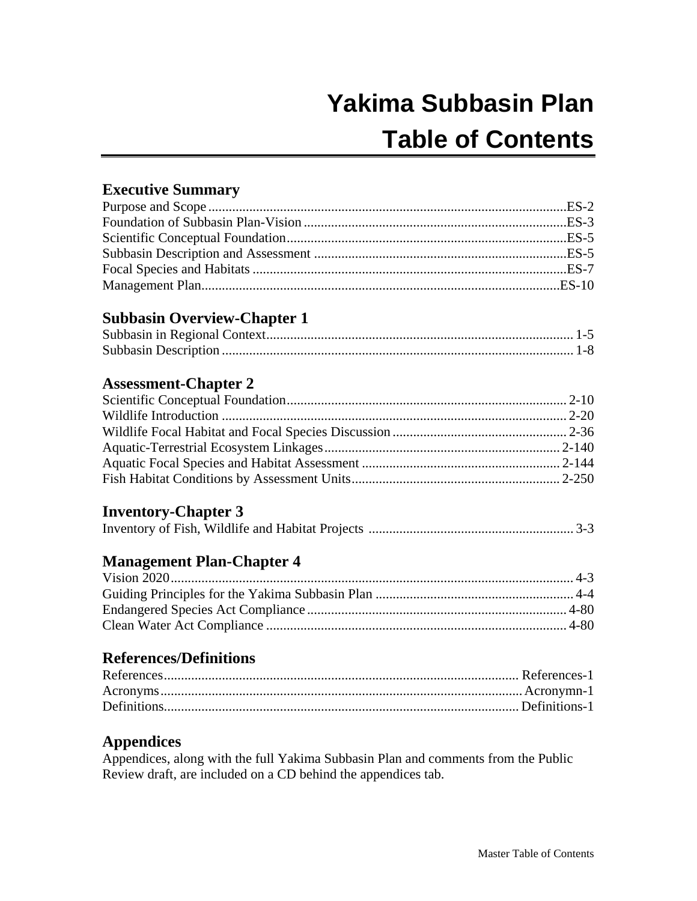# Yakima Subbasin Plan

# Table of Contents

## Executive Summary

Purpose and Scope ........ES-2
Foundation of Subbasin Plan-Vision ........ES-3
Scientific Conceptual Foundation ........ES-5
Subbasin Description and Assessment ........ES-5
Focal Species and Habitats ........ES-7
Management Plan ........ES-10

## Subbasin Overview-Chapter 1

Subbasin in Regional Context ........ 1-5
Subbasin Description ........ 1-8

## Assessment-Chapter 2

Scientific Conceptual Foundation ........ 2-10
Wildlife Introduction ........ 2-20
Wildlife Focal Habitat and Focal Species Discussion ........ 2-36
Aquatic-Terrestrial Ecosystem Linkages ........ 2-140
Aquatic Focal Species and Habitat Assessment ........ 2-144
Fish Habitat Conditions by Assessment Units ........ 2-250

## Inventory-Chapter 3

Inventory of Fish, Wildlife and Habitat Projects ........ 3-3

## Management Plan-Chapter 4

Vision 2020 ........ 4-3
Guiding Principles for the Yakima Subbasin Plan ........ 4-4
Endangered Species Act Compliance ........ 4-80
Clean Water Act Compliance ........ 4-80

## References/Definitions

References ........ References-1
Acronyms ........ Acronymn-1
Definitions ........ Definitions-1

## Appendices

Appendices, along with the full Yakima Subbasin Plan and comments from the Public Review draft, are included on a CD behind the appendices tab.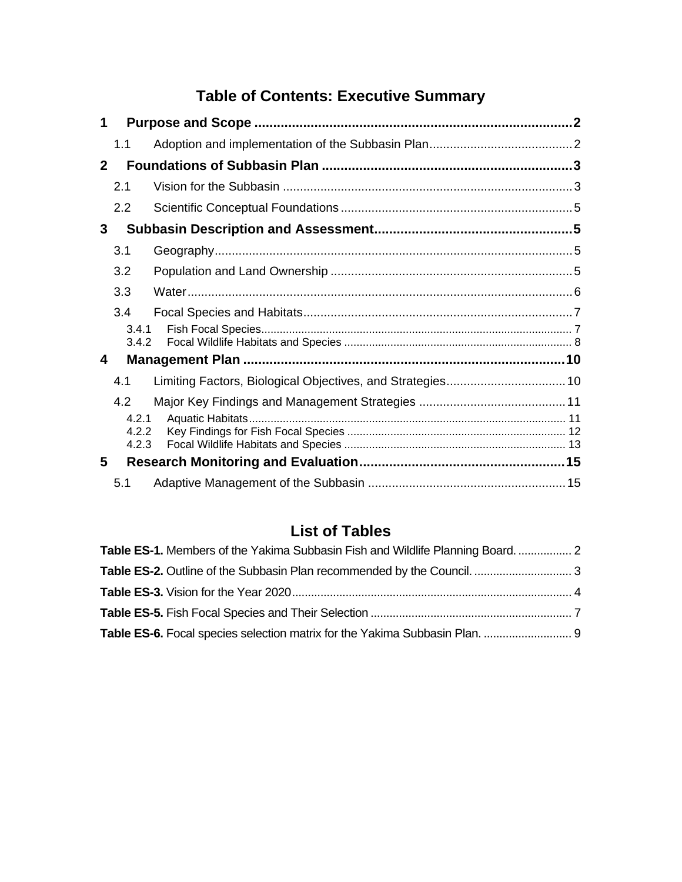# Table of Contents: Executive Summary

1 Purpose and Scope .......... 2
- 1.1 Adoption and implementation of the Subbasin Plan .......... 2

2 Foundations of Subbasin Plan .......... 3
- 2.1 Vision for the Subbasin .......... 3
- 2.2 Scientific Conceptual Foundations .......... 5

3 Subbasin Description and Assessment .......... 5
- 3.1 Geography .......... 5
- 3.2 Population and Land Ownership .......... 5
- 3.3 Water .......... 6
- 3.4 Focal Species and Habitats .......... 7
  - 3.4.1 Fish Focal Species .......... 7
  - 3.4.2 Focal Wildlife Habitats and Species .......... 8

4 Management Plan .......... 10
- 4.1 Limiting Factors, Biological Objectives, and Strategies .......... 10
- 4.2 Major Key Findings and Management Strategies .......... 11
  - 4.2.1 Aquatic Habitats .......... 11
  - 4.2.2 Key Findings for Fish Focal Species .......... 12
  - 4.2.3 Focal Wildlife Habitats and Species .......... 13

5 Research Monitoring and Evaluation .......... 15
- 5.1 Adaptive Management of the Subbasin .......... 15

# List of Tables

**Table ES-1.** Members of the Yakima Subbasin Fish and Wildlife Planning Board. .......... 2

**Table ES-2.** Outline of the Subbasin Plan recommended by the Council. .......... 3

**Table ES-3.** Vision for the Year 2020 .......... 4

**Table ES-5.** Fish Focal Species and Their Selection .......... 7

**Table ES-6.** Focal species selection matrix for the Yakima Subbasin Plan. .......... 9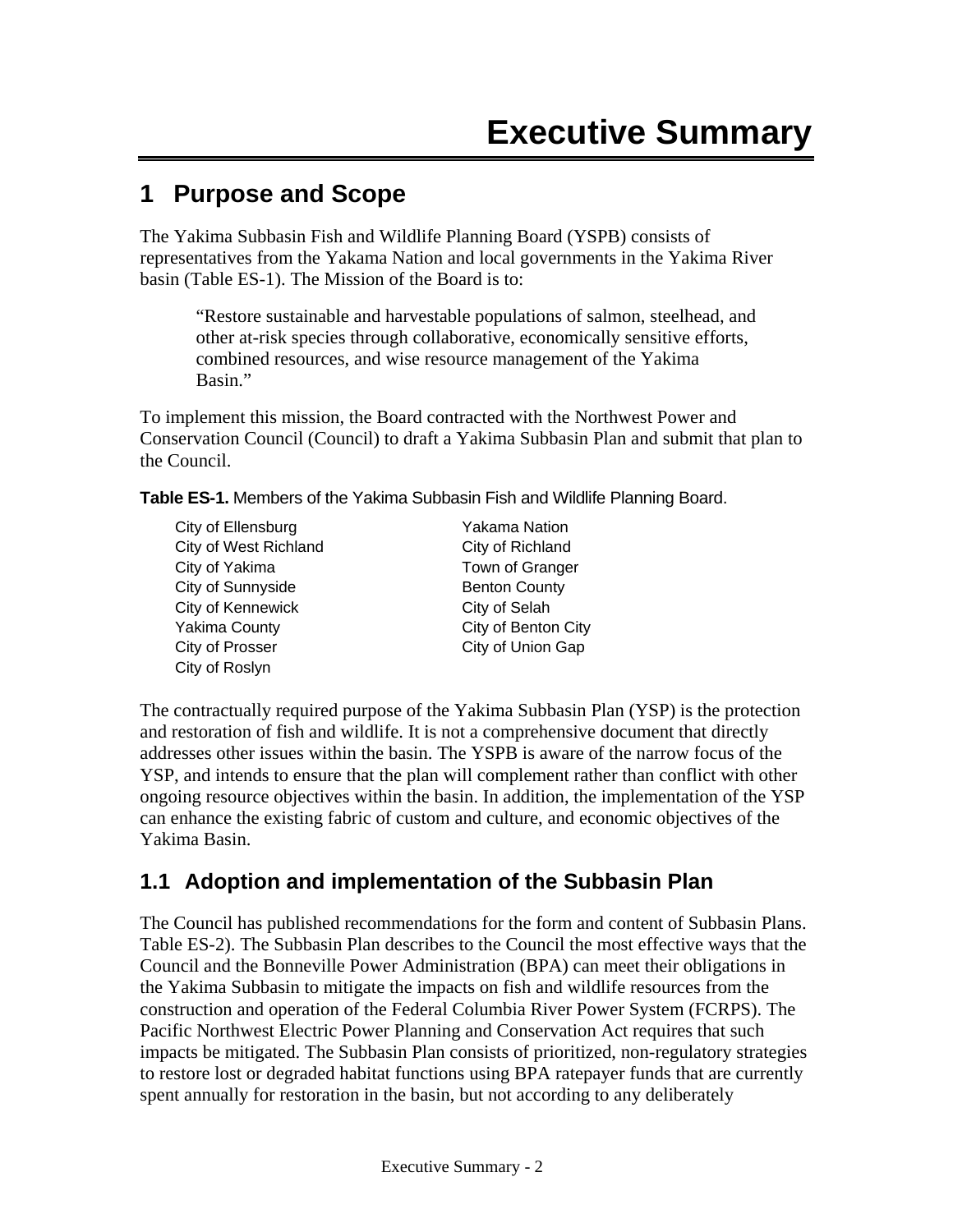# Executive Summary

## 1 Purpose and Scope

The Yakima Subbasin Fish and Wildlife Planning Board (YSPB) consists of representatives from the Yakama Nation and local governments in the Yakima River basin (Table ES-1). The Mission of the Board is to:

> "Restore sustainable and harvestable populations of salmon, steelhead, and other at-risk species through collaborative, economically sensitive efforts, combined resources, and wise resource management of the Yakima Basin."

To implement this mission, the Board contracted with the Northwest Power and Conservation Council (Council) to draft a Yakima Subbasin Plan and submit that plan to the Council.

**Table ES-1.** Members of the Yakima Subbasin Fish and Wildlife Planning Board.

| | |
|---|---|
| City of Ellensburg | Yakama Nation |
| City of West Richland | City of Richland |
| City of Yakima | Town of Granger |
| City of Sunnyside | Benton County |
| City of Kennewick | City of Selah |
| Yakima County | City of Benton City |
| City of Prosser | City of Union Gap |
| City of Roslyn | |

The contractually required purpose of the Yakima Subbasin Plan (YSP) is the protection and restoration of fish and wildlife. It is not a comprehensive document that directly addresses other issues within the basin. The YSPB is aware of the narrow focus of the YSP, and intends to ensure that the plan will complement rather than conflict with other ongoing resource objectives within the basin. In addition, the implementation of the YSP can enhance the existing fabric of custom and culture, and economic objectives of the Yakima Basin.

### 1.1 Adoption and implementation of the Subbasin Plan

The Council has published recommendations for the form and content of Subbasin Plans. Table ES-2). The Subbasin Plan describes to the Council the most effective ways that the Council and the Bonneville Power Administration (BPA) can meet their obligations in the Yakima Subbasin to mitigate the impacts on fish and wildlife resources from the construction and operation of the Federal Columbia River Power System (FCRPS). The Pacific Northwest Electric Power Planning and Conservation Act requires that such impacts be mitigated. The Subbasin Plan consists of prioritized, non-regulatory strategies to restore lost or degraded habitat functions using BPA ratepayer funds that are currently spent annually for restoration in the basin, but not according to any deliberately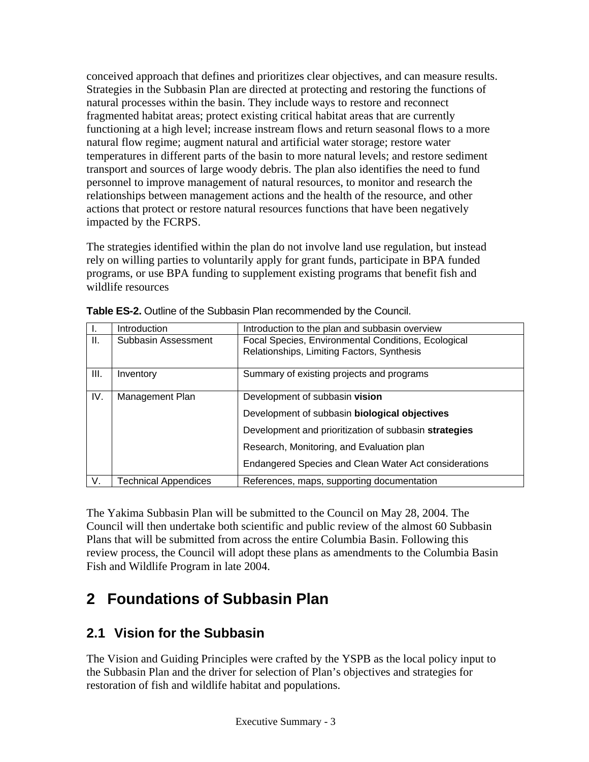conceived approach that defines and prioritizes clear objectives, and can measure results. Strategies in the Subbasin Plan are directed at protecting and restoring the functions of natural processes within the basin. They include ways to restore and reconnect fragmented habitat areas; protect existing critical habitat areas that are currently functioning at a high level; increase instream flows and return seasonal flows to a more natural flow regime; augment natural and artificial water storage; restore water temperatures in different parts of the basin to more natural levels; and restore sediment transport and sources of large woody debris. The plan also identifies the need to fund personnel to improve management of natural resources, to monitor and research the relationships between management actions and the health of the resource, and other actions that protect or restore natural resources functions that have been negatively impacted by the FCRPS.

The strategies identified within the plan do not involve land use regulation, but instead rely on willing parties to voluntarily apply for grant funds, participate in BPA funded programs, or use BPA funding to supplement existing programs that benefit fish and wildlife resources

**Table ES-2.** Outline of the Subbasin Plan recommended by the Council.

| | | |
|---|---|---|
| I. | Introduction | Introduction to the plan and subbasin overview |
| II. | Subbasin Assessment | Focal Species, Environmental Conditions, Ecological Relationships, Limiting Factors, Synthesis |
| III. | Inventory | Summary of existing projects and programs |
| IV. | Management Plan | Development of subbasin **vision**<br>Development of subbasin **biological objectives**<br>Development and prioritization of subbasin **strategies**<br>Research, Monitoring, and Evaluation plan<br>Endangered Species and Clean Water Act considerations |
| V. | Technical Appendices | References, maps, supporting documentation |

The Yakima Subbasin Plan will be submitted to the Council on May 28, 2004. The Council will then undertake both scientific and public review of the almost 60 Subbasin Plans that will be submitted from across the entire Columbia Basin. Following this review process, the Council will adopt these plans as amendments to the Columbia Basin Fish and Wildlife Program in late 2004.

# 2 Foundations of Subbasin Plan

## 2.1 Vision for the Subbasin

The Vision and Guiding Principles were crafted by the YSPB as the local policy input to the Subbasin Plan and the driver for selection of Plan's objectives and strategies for restoration of fish and wildlife habitat and populations.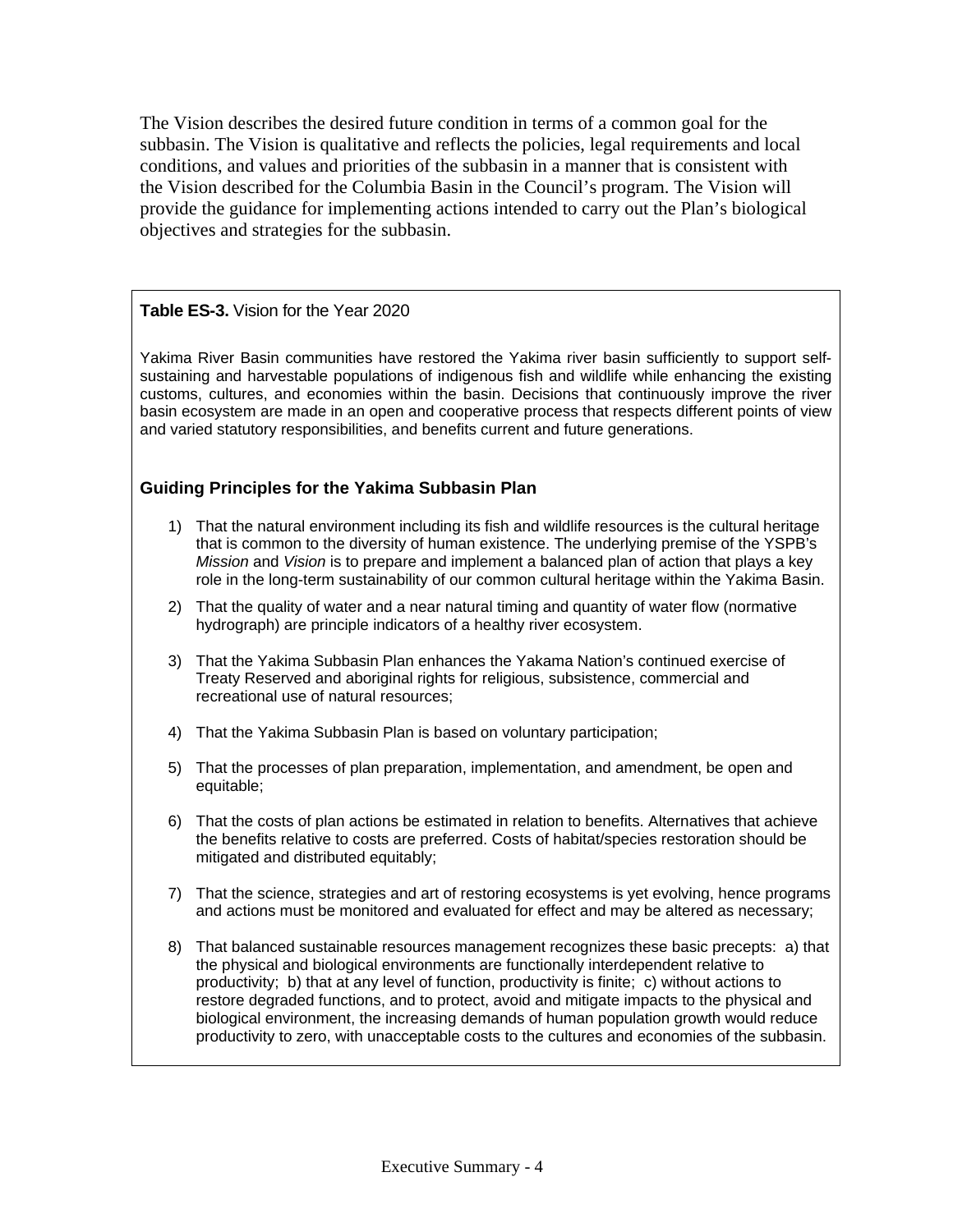The Vision describes the desired future condition in terms of a common goal for the subbasin. The Vision is qualitative and reflects the policies, legal requirements and local conditions, and values and priorities of the subbasin in a manner that is consistent with the Vision described for the Columbia Basin in the Council's program. The Vision will provide the guidance for implementing actions intended to carry out the Plan's biological objectives and strategies for the subbasin.

**Table ES-3.** Vision for the Year 2020

Yakima River Basin communities have restored the Yakima river basin sufficiently to support self-sustaining and harvestable populations of indigenous fish and wildlife while enhancing the existing customs, cultures, and economies within the basin. Decisions that continuously improve the river basin ecosystem are made in an open and cooperative process that respects different points of view and varied statutory responsibilities, and benefits current and future generations.

**Guiding Principles for the Yakima Subbasin Plan**

1) That the natural environment including its fish and wildlife resources is the cultural heritage that is common to the diversity of human existence. The underlying premise of the YSPB's *Mission* and *Vision* is to prepare and implement a balanced plan of action that plays a key role in the long-term sustainability of our common cultural heritage within the Yakima Basin.
2) That the quality of water and a near natural timing and quantity of water flow (normative hydrograph) are principle indicators of a healthy river ecosystem.
3) That the Yakima Subbasin Plan enhances the Yakama Nation's continued exercise of Treaty Reserved and aboriginal rights for religious, subsistence, commercial and recreational use of natural resources;
4) That the Yakima Subbasin Plan is based on voluntary participation;
5) That the processes of plan preparation, implementation, and amendment, be open and equitable;
6) That the costs of plan actions be estimated in relation to benefits. Alternatives that achieve the benefits relative to costs are preferred. Costs of habitat/species restoration should be mitigated and distributed equitably;
7) That the science, strategies and art of restoring ecosystems is yet evolving, hence programs and actions must be monitored and evaluated for effect and may be altered as necessary;
8) That balanced sustainable resources management recognizes these basic precepts: a) that the physical and biological environments are functionally interdependent relative to productivity; b) that at any level of function, productivity is finite; c) without actions to restore degraded functions, and to protect, avoid and mitigate impacts to the physical and biological environment, the increasing demands of human population growth would reduce productivity to zero, with unacceptable costs to the cultures and economies of the subbasin.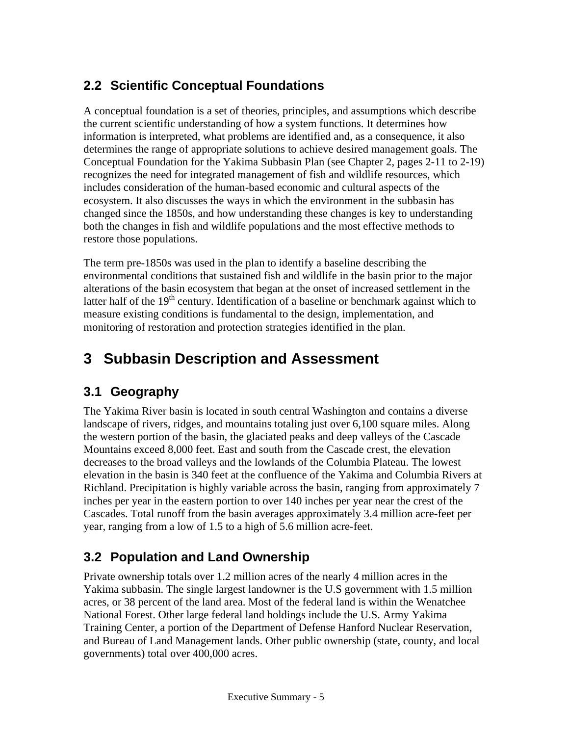## 2.2 Scientific Conceptual Foundations

A conceptual foundation is a set of theories, principles, and assumptions which describe the current scientific understanding of how a system functions. It determines how information is interpreted, what problems are identified and, as a consequence, it also determines the range of appropriate solutions to achieve desired management goals. The Conceptual Foundation for the Yakima Subbasin Plan (see Chapter 2, pages 2-11 to 2-19) recognizes the need for integrated management of fish and wildlife resources, which includes consideration of the human-based economic and cultural aspects of the ecosystem. It also discusses the ways in which the environment in the subbasin has changed since the 1850s, and how understanding these changes is key to understanding both the changes in fish and wildlife populations and the most effective methods to restore those populations.

The term pre-1850s was used in the plan to identify a baseline describing the environmental conditions that sustained fish and wildlife in the basin prior to the major alterations of the basin ecosystem that began at the onset of increased settlement in the latter half of the 19th century. Identification of a baseline or benchmark against which to measure existing conditions is fundamental to the design, implementation, and monitoring of restoration and protection strategies identified in the plan.

# 3 Subbasin Description and Assessment

## 3.1 Geography

The Yakima River basin is located in south central Washington and contains a diverse landscape of rivers, ridges, and mountains totaling just over 6,100 square miles. Along the western portion of the basin, the glaciated peaks and deep valleys of the Cascade Mountains exceed 8,000 feet. East and south from the Cascade crest, the elevation decreases to the broad valleys and the lowlands of the Columbia Plateau. The lowest elevation in the basin is 340 feet at the confluence of the Yakima and Columbia Rivers at Richland. Precipitation is highly variable across the basin, ranging from approximately 7 inches per year in the eastern portion to over 140 inches per year near the crest of the Cascades. Total runoff from the basin averages approximately 3.4 million acre-feet per year, ranging from a low of 1.5 to a high of 5.6 million acre-feet.

## 3.2 Population and Land Ownership

Private ownership totals over 1.2 million acres of the nearly 4 million acres in the Yakima subbasin. The single largest landowner is the U.S government with 1.5 million acres, or 38 percent of the land area. Most of the federal land is within the Wenatchee National Forest. Other large federal land holdings include the U.S. Army Yakima Training Center, a portion of the Department of Defense Hanford Nuclear Reservation, and Bureau of Land Management lands. Other public ownership (state, county, and local governments) total over 400,000 acres.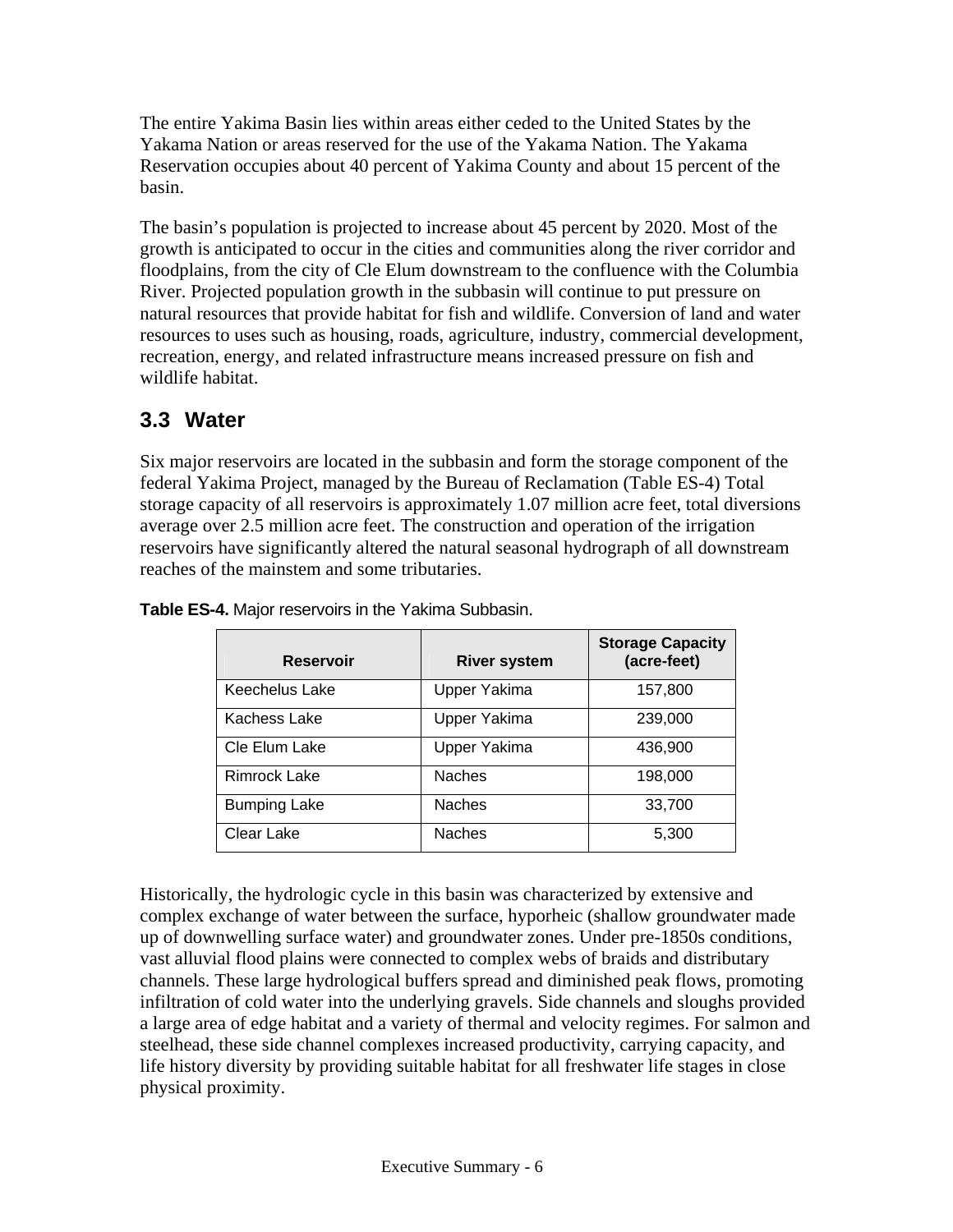The entire Yakima Basin lies within areas either ceded to the United States by the Yakama Nation or areas reserved for the use of the Yakama Nation. The Yakama Reservation occupies about 40 percent of Yakima County and about 15 percent of the basin.

The basin's population is projected to increase about 45 percent by 2020. Most of the growth is anticipated to occur in the cities and communities along the river corridor and floodplains, from the city of Cle Elum downstream to the confluence with the Columbia River. Projected population growth in the subbasin will continue to put pressure on natural resources that provide habitat for fish and wildlife. Conversion of land and water resources to uses such as housing, roads, agriculture, industry, commercial development, recreation, energy, and related infrastructure means increased pressure on fish and wildlife habitat.

## 3.3 Water

Six major reservoirs are located in the subbasin and form the storage component of the federal Yakima Project, managed by the Bureau of Reclamation (Table ES-4) Total storage capacity of all reservoirs is approximately 1.07 million acre feet, total diversions average over 2.5 million acre feet. The construction and operation of the irrigation reservoirs have significantly altered the natural seasonal hydrograph of all downstream reaches of the mainstem and some tributaries.

**Table ES-4.** Major reservoirs in the Yakima Subbasin.

| Reservoir | River system | Storage Capacity (acre-feet) |
|---|---|---|
| Keechelus Lake | Upper Yakima | 157,800 |
| Kachess Lake | Upper Yakima | 239,000 |
| Cle Elum Lake | Upper Yakima | 436,900 |
| Rimrock Lake | Naches | 198,000 |
| Bumping Lake | Naches | 33,700 |
| Clear Lake | Naches | 5,300 |

Historically, the hydrologic cycle in this basin was characterized by extensive and complex exchange of water between the surface, hyporheic (shallow groundwater made up of downwelling surface water) and groundwater zones. Under pre-1850s conditions, vast alluvial flood plains were connected to complex webs of braids and distributary channels. These large hydrological buffers spread and diminished peak flows, promoting infiltration of cold water into the underlying gravels. Side channels and sloughs provided a large area of edge habitat and a variety of thermal and velocity regimes. For salmon and steelhead, these side channel complexes increased productivity, carrying capacity, and life history diversity by providing suitable habitat for all freshwater life stages in close physical proximity.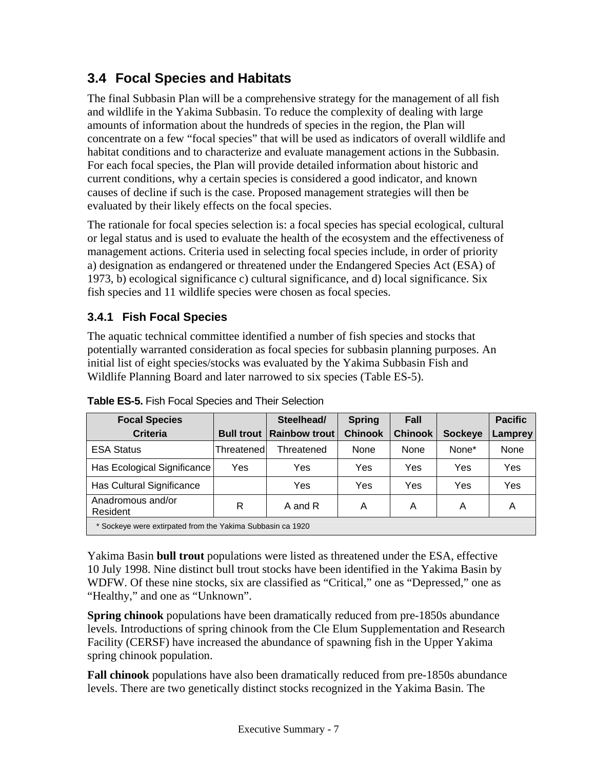## 3.4 Focal Species and Habitats

The final Subbasin Plan will be a comprehensive strategy for the management of all fish and wildlife in the Yakima Subbasin. To reduce the complexity of dealing with large amounts of information about the hundreds of species in the region, the Plan will concentrate on a few "focal species" that will be used as indicators of overall wildlife and habitat conditions and to characterize and evaluate management actions in the Subbasin. For each focal species, the Plan will provide detailed information about historic and current conditions, why a certain species is considered a good indicator, and known causes of decline if such is the case. Proposed management strategies will then be evaluated by their likely effects on the focal species.

The rationale for focal species selection is: a focal species has special ecological, cultural or legal status and is used to evaluate the health of the ecosystem and the effectiveness of management actions. Criteria used in selecting focal species include, in order of priority a) designation as endangered or threatened under the Endangered Species Act (ESA) of 1973, b) ecological significance c) cultural significance, and d) local significance. Six fish species and 11 wildlife species were chosen as focal species.

### 3.4.1 Fish Focal Species

The aquatic technical committee identified a number of fish species and stocks that potentially warranted consideration as focal species for subbasin planning purposes. An initial list of eight species/stocks was evaluated by the Yakima Subbasin Fish and Wildlife Planning Board and later narrowed to six species (Table ES-5).

**Table ES-5.** Fish Focal Species and Their Selection

| Focal Species Criteria | Bull trout | Steelhead/ Rainbow trout | Spring Chinook | Fall Chinook | Sockeye | Pacific Lamprey |
|---|---|---|---|---|---|---|
| ESA Status | Threatened | Threatened | None | None | None* | None |
| Has Ecological Significance | Yes | Yes | Yes | Yes | Yes | Yes |
| Has Cultural Significance | | Yes | Yes | Yes | Yes | Yes |
| Anadromous and/or Resident | R | A and R | A | A | A | A |

\* Sockeye were extirpated from the Yakima Subbasin ca 1920

Yakima Basin **bull trout** populations were listed as threatened under the ESA, effective 10 July 1998. Nine distinct bull trout stocks have been identified in the Yakima Basin by WDFW. Of these nine stocks, six are classified as "Critical," one as "Depressed," one as "Healthy," and one as "Unknown".

**Spring chinook** populations have been dramatically reduced from pre-1850s abundance levels. Introductions of spring chinook from the Cle Elum Supplementation and Research Facility (CERSF) have increased the abundance of spawning fish in the Upper Yakima spring chinook population.

**Fall chinook** populations have also been dramatically reduced from pre-1850s abundance levels. There are two genetically distinct stocks recognized in the Yakima Basin. The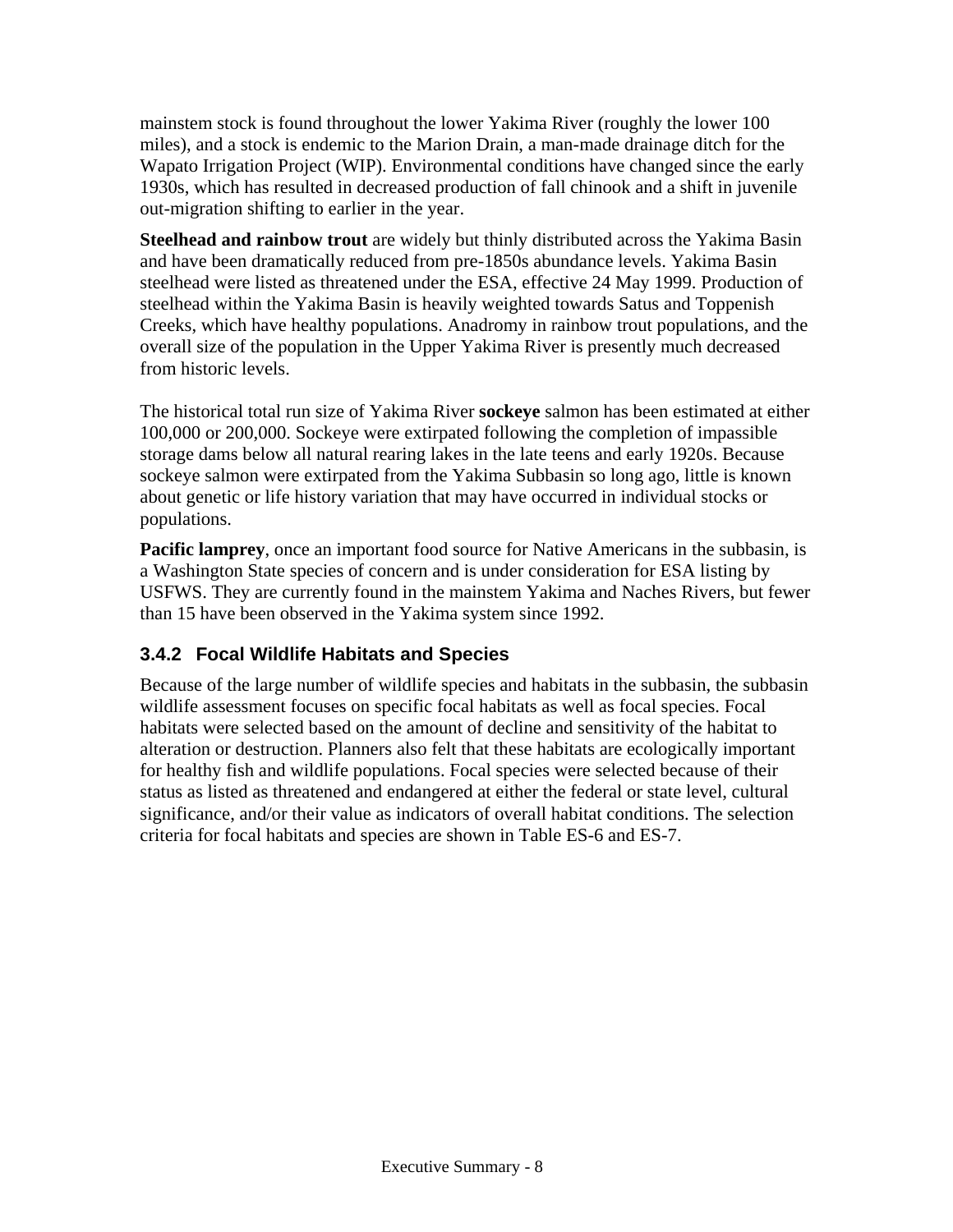mainstem stock is found throughout the lower Yakima River (roughly the lower 100 miles), and a stock is endemic to the Marion Drain, a man-made drainage ditch for the Wapato Irrigation Project (WIP). Environmental conditions have changed since the early 1930s, which has resulted in decreased production of fall chinook and a shift in juvenile out-migration shifting to earlier in the year.

**Steelhead and rainbow trout** are widely but thinly distributed across the Yakima Basin and have been dramatically reduced from pre-1850s abundance levels. Yakima Basin steelhead were listed as threatened under the ESA, effective 24 May 1999. Production of steelhead within the Yakima Basin is heavily weighted towards Satus and Toppenish Creeks, which have healthy populations. Anadromy in rainbow trout populations, and the overall size of the population in the Upper Yakima River is presently much decreased from historic levels.

The historical total run size of Yakima River **sockeye** salmon has been estimated at either 100,000 or 200,000. Sockeye were extirpated following the completion of impassible storage dams below all natural rearing lakes in the late teens and early 1920s. Because sockeye salmon were extirpated from the Yakima Subbasin so long ago, little is known about genetic or life history variation that may have occurred in individual stocks or populations.

**Pacific lamprey**, once an important food source for Native Americans in the subbasin, is a Washington State species of concern and is under consideration for ESA listing by USFWS. They are currently found in the mainstem Yakima and Naches Rivers, but fewer than 15 have been observed in the Yakima system since 1992.

### 3.4.2 Focal Wildlife Habitats and Species

Because of the large number of wildlife species and habitats in the subbasin, the subbasin wildlife assessment focuses on specific focal habitats as well as focal species. Focal habitats were selected based on the amount of decline and sensitivity of the habitat to alteration or destruction. Planners also felt that these habitats are ecologically important for healthy fish and wildlife populations. Focal species were selected because of their status as listed as threatened and endangered at either the federal or state level, cultural significance, and/or their value as indicators of overall habitat conditions. The selection criteria for focal habitats and species are shown in Table ES-6 and ES-7.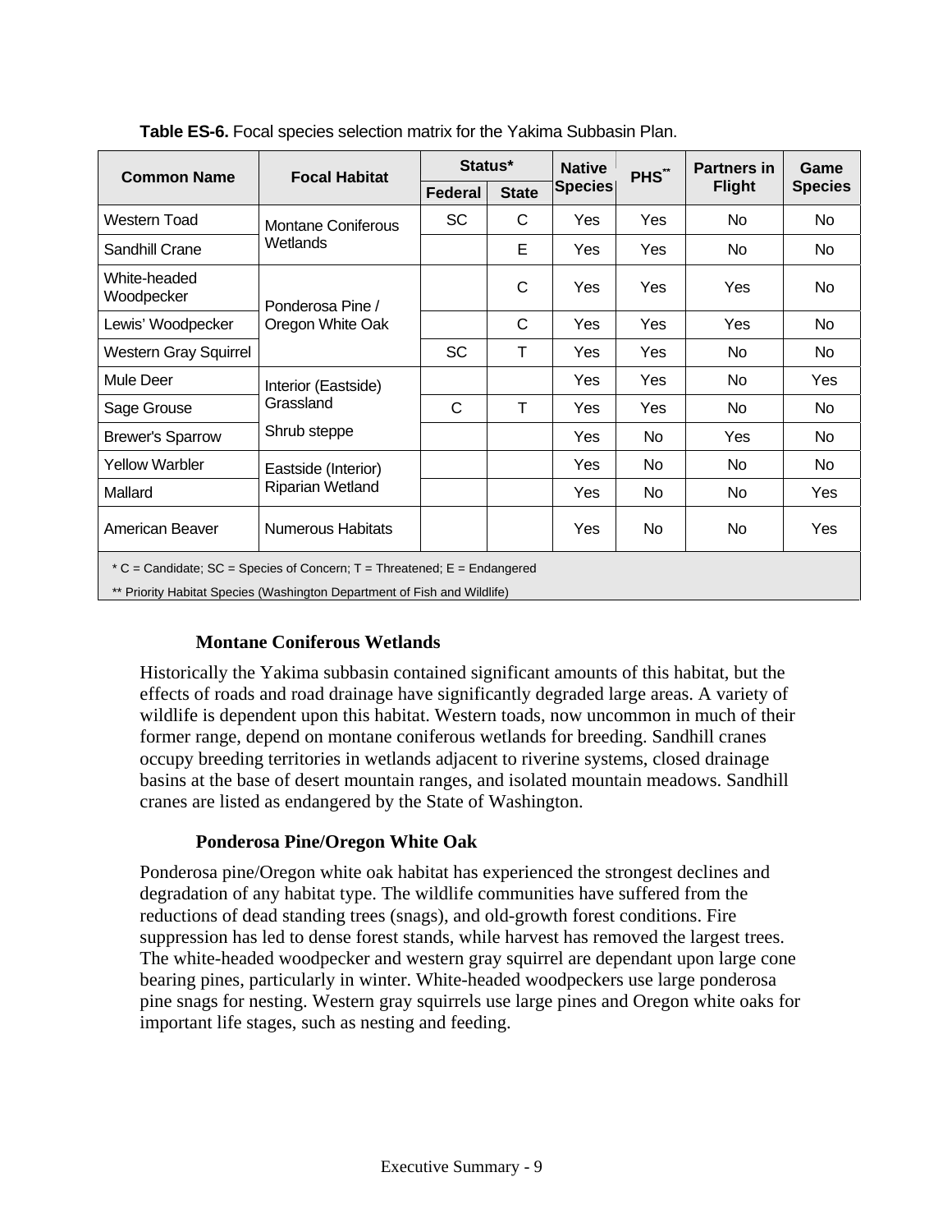**Table ES-6.** Focal species selection matrix for the Yakima Subbasin Plan.

| Common Name | Focal Habitat | Status* | | Native Species | PHS** | Partners in Flight | Game Species |
|---|---|---|---|---|---|---|---|
| | | Federal | State | | | | |
| Western Toad | Montane Coniferous Wetlands | SC | C | Yes | Yes | No | No |
| Sandhill Crane | | | E | Yes | Yes | No | No |
| White-headed Woodpecker | Ponderosa Pine / Oregon White Oak | | C | Yes | Yes | Yes | No |
| Lewis' Woodpecker | | | C | Yes | Yes | Yes | No |
| Western Gray Squirrel | | SC | T | Yes | Yes | No | No |
| Mule Deer | Interior (Eastside) Grassland | | | Yes | Yes | No | Yes |
| Sage Grouse | | C | T | Yes | Yes | No | No |
| Brewer's Sparrow | Shrub steppe | | | Yes | No | Yes | No |
| Yellow Warbler | Eastside (Interior) Riparian Wetland | | | Yes | No | No | No |
| Mallard | | | | Yes | No | No | Yes |
| American Beaver | Numerous Habitats | | | Yes | No | No | Yes |

\* C = Candidate; SC = Species of Concern; T = Threatened; E = Endangered

\*\* Priority Habitat Species (Washington Department of Fish and Wildlife)

### Montane Coniferous Wetlands

Historically the Yakima subbasin contained significant amounts of this habitat, but the effects of roads and road drainage have significantly degraded large areas. A variety of wildlife is dependent upon this habitat. Western toads, now uncommon in much of their former range, depend on montane coniferous wetlands for breeding. Sandhill cranes occupy breeding territories in wetlands adjacent to riverine systems, closed drainage basins at the base of desert mountain ranges, and isolated mountain meadows. Sandhill cranes are listed as endangered by the State of Washington.

### Ponderosa Pine/Oregon White Oak

Ponderosa pine/Oregon white oak habitat has experienced the strongest declines and degradation of any habitat type. The wildlife communities have suffered from the reductions of dead standing trees (snags), and old-growth forest conditions. Fire suppression has led to dense forest stands, while harvest has removed the largest trees. The white-headed woodpecker and western gray squirrel are dependant upon large cone bearing pines, particularly in winter. White-headed woodpeckers use large ponderosa pine snags for nesting. Western gray squirrels use large pines and Oregon white oaks for important life stages, such as nesting and feeding.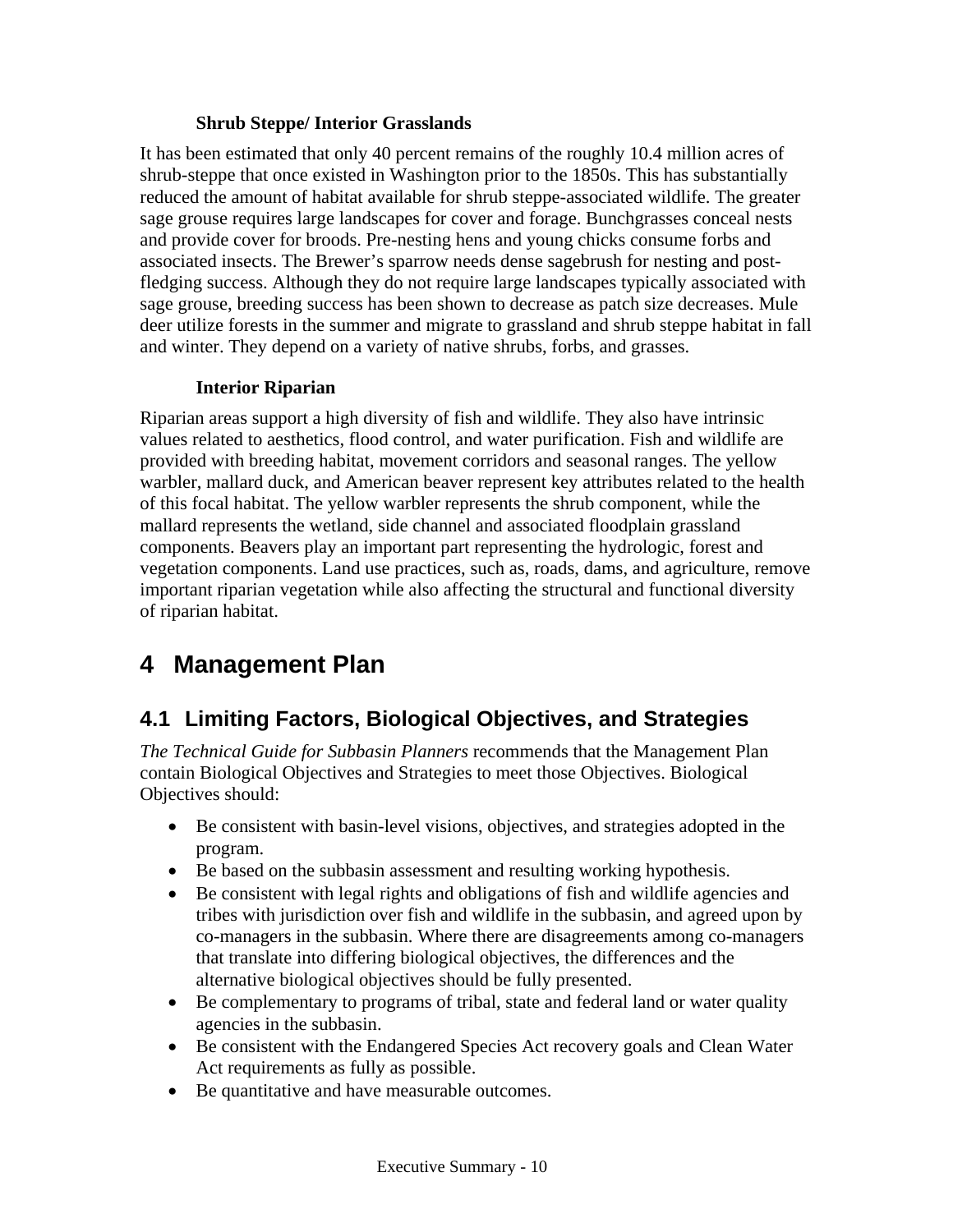**Shrub Steppe/ Interior Grasslands**

It has been estimated that only 40 percent remains of the roughly 10.4 million acres of shrub-steppe that once existed in Washington prior to the 1850s. This has substantially reduced the amount of habitat available for shrub steppe-associated wildlife. The greater sage grouse requires large landscapes for cover and forage. Bunchgrasses conceal nests and provide cover for broods. Pre-nesting hens and young chicks consume forbs and associated insects. The Brewer's sparrow needs dense sagebrush for nesting and post-fledging success. Although they do not require large landscapes typically associated with sage grouse, breeding success has been shown to decrease as patch size decreases. Mule deer utilize forests in the summer and migrate to grassland and shrub steppe habitat in fall and winter. They depend on a variety of native shrubs, forbs, and grasses.

**Interior Riparian**

Riparian areas support a high diversity of fish and wildlife. They also have intrinsic values related to aesthetics, flood control, and water purification. Fish and wildlife are provided with breeding habitat, movement corridors and seasonal ranges. The yellow warbler, mallard duck, and American beaver represent key attributes related to the health of this focal habitat. The yellow warbler represents the shrub component, while the mallard represents the wetland, side channel and associated floodplain grassland components. Beavers play an important part representing the hydrologic, forest and vegetation components. Land use practices, such as, roads, dams, and agriculture, remove important riparian vegetation while also affecting the structural and functional diversity of riparian habitat.

# 4 Management Plan

## 4.1 Limiting Factors, Biological Objectives, and Strategies

*The Technical Guide for Subbasin Planners* recommends that the Management Plan contain Biological Objectives and Strategies to meet those Objectives. Biological Objectives should:

- Be consistent with basin-level visions, objectives, and strategies adopted in the program.
- Be based on the subbasin assessment and resulting working hypothesis.
- Be consistent with legal rights and obligations of fish and wildlife agencies and tribes with jurisdiction over fish and wildlife in the subbasin, and agreed upon by co-managers in the subbasin. Where there are disagreements among co-managers that translate into differing biological objectives, the differences and the alternative biological objectives should be fully presented.
- Be complementary to programs of tribal, state and federal land or water quality agencies in the subbasin.
- Be consistent with the Endangered Species Act recovery goals and Clean Water Act requirements as fully as possible.
- Be quantitative and have measurable outcomes.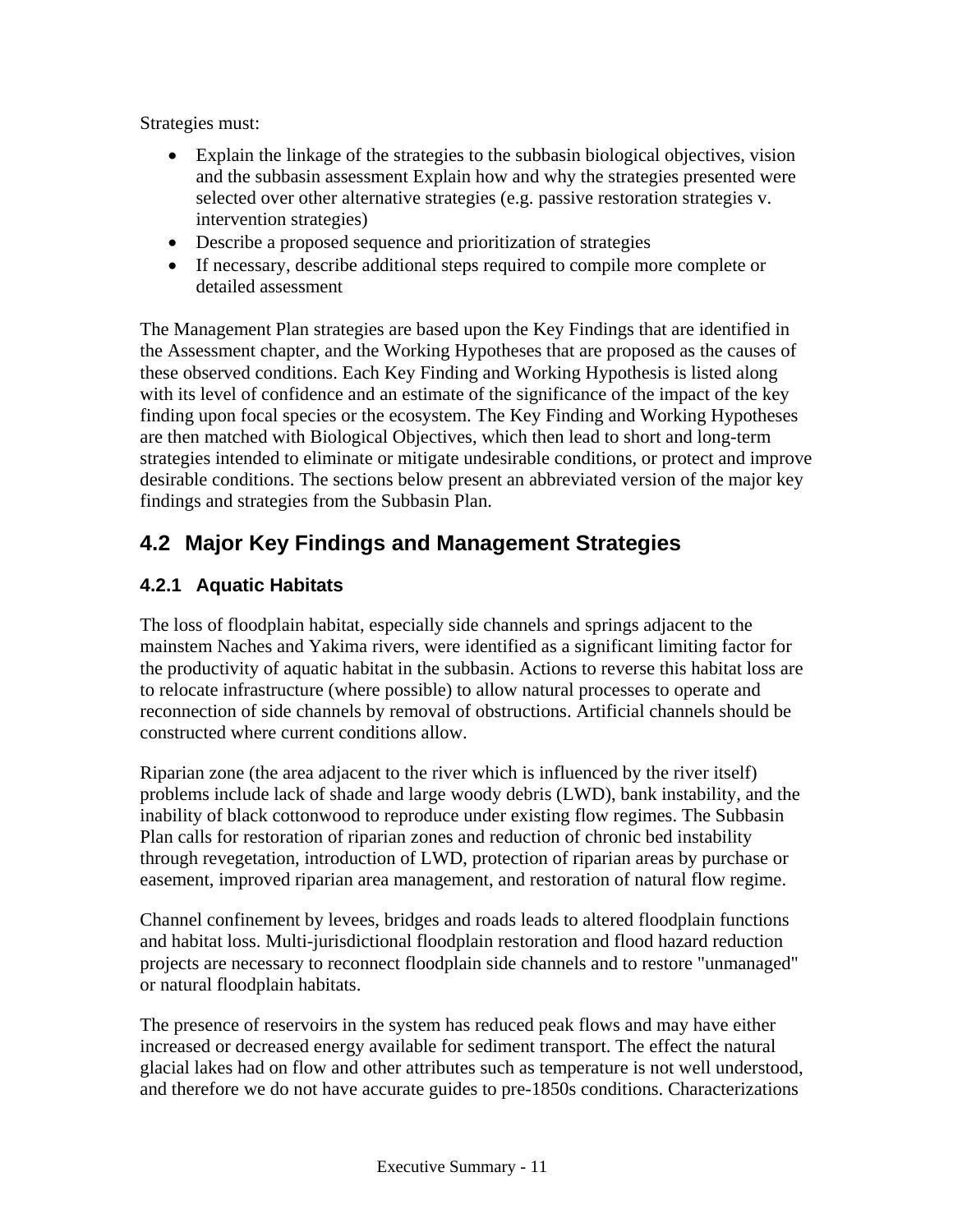Strategies must:

- Explain the linkage of the strategies to the subbasin biological objectives, vision and the subbasin assessment Explain how and why the strategies presented were selected over other alternative strategies (e.g. passive restoration strategies v. intervention strategies)
- Describe a proposed sequence and prioritization of strategies
- If necessary, describe additional steps required to compile more complete or detailed assessment

The Management Plan strategies are based upon the Key Findings that are identified in the Assessment chapter, and the Working Hypotheses that are proposed as the causes of these observed conditions. Each Key Finding and Working Hypothesis is listed along with its level of confidence and an estimate of the significance of the impact of the key finding upon focal species or the ecosystem. The Key Finding and Working Hypotheses are then matched with Biological Objectives, which then lead to short and long-term strategies intended to eliminate or mitigate undesirable conditions, or protect and improve desirable conditions. The sections below present an abbreviated version of the major key findings and strategies from the Subbasin Plan.

## 4.2 Major Key Findings and Management Strategies

### 4.2.1 Aquatic Habitats

The loss of floodplain habitat, especially side channels and springs adjacent to the mainstem Naches and Yakima rivers, were identified as a significant limiting factor for the productivity of aquatic habitat in the subbasin. Actions to reverse this habitat loss are to relocate infrastructure (where possible) to allow natural processes to operate and reconnection of side channels by removal of obstructions. Artificial channels should be constructed where current conditions allow.

Riparian zone (the area adjacent to the river which is influenced by the river itself) problems include lack of shade and large woody debris (LWD), bank instability, and the inability of black cottonwood to reproduce under existing flow regimes. The Subbasin Plan calls for restoration of riparian zones and reduction of chronic bed instability through revegetation, introduction of LWD, protection of riparian areas by purchase or easement, improved riparian area management, and restoration of natural flow regime.

Channel confinement by levees, bridges and roads leads to altered floodplain functions and habitat loss. Multi-jurisdictional floodplain restoration and flood hazard reduction projects are necessary to reconnect floodplain side channels and to restore "unmanaged" or natural floodplain habitats.

The presence of reservoirs in the system has reduced peak flows and may have either increased or decreased energy available for sediment transport. The effect the natural glacial lakes had on flow and other attributes such as temperature is not well understood, and therefore we do not have accurate guides to pre-1850s conditions. Characterizations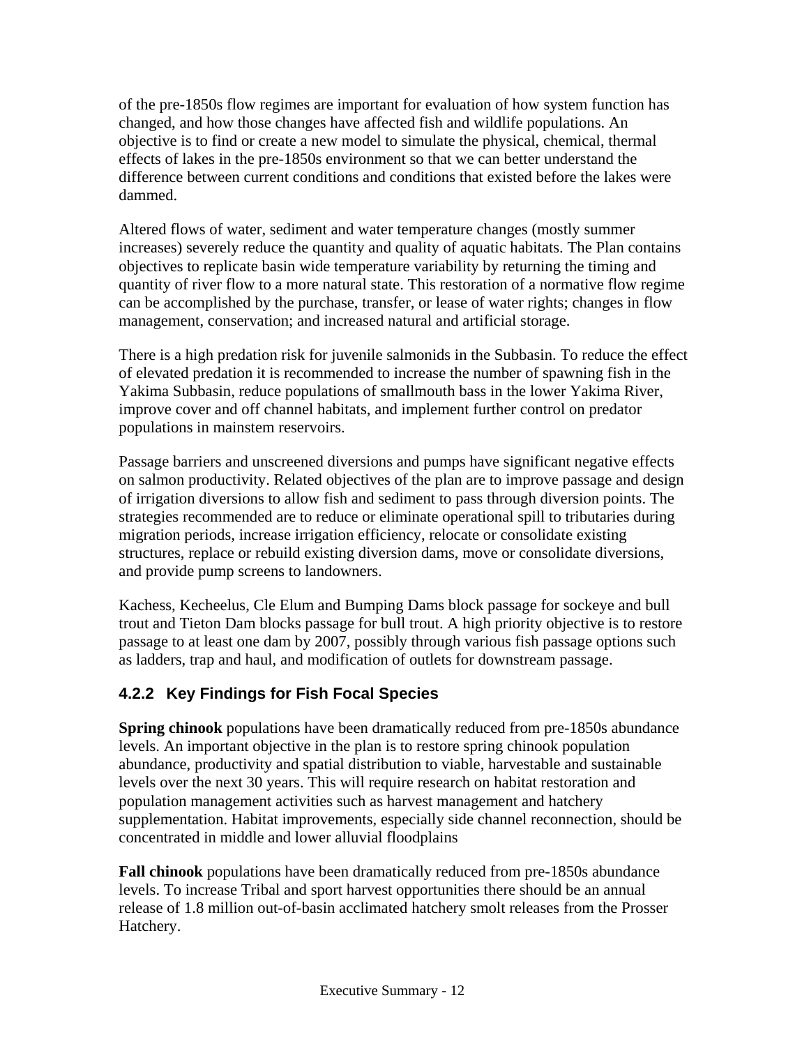of the pre-1850s flow regimes are important for evaluation of how system function has changed, and how those changes have affected fish and wildlife populations. An objective is to find or create a new model to simulate the physical, chemical, thermal effects of lakes in the pre-1850s environment so that we can better understand the difference between current conditions and conditions that existed before the lakes were dammed.

Altered flows of water, sediment and water temperature changes (mostly summer increases) severely reduce the quantity and quality of aquatic habitats. The Plan contains objectives to replicate basin wide temperature variability by returning the timing and quantity of river flow to a more natural state. This restoration of a normative flow regime can be accomplished by the purchase, transfer, or lease of water rights; changes in flow management, conservation; and increased natural and artificial storage.

There is a high predation risk for juvenile salmonids in the Subbasin. To reduce the effect of elevated predation it is recommended to increase the number of spawning fish in the Yakima Subbasin, reduce populations of smallmouth bass in the lower Yakima River, improve cover and off channel habitats, and implement further control on predator populations in mainstem reservoirs.

Passage barriers and unscreened diversions and pumps have significant negative effects on salmon productivity. Related objectives of the plan are to improve passage and design of irrigation diversions to allow fish and sediment to pass through diversion points. The strategies recommended are to reduce or eliminate operational spill to tributaries during migration periods, increase irrigation efficiency, relocate or consolidate existing structures, replace or rebuild existing diversion dams, move or consolidate diversions, and provide pump screens to landowners.

Kachess, Kecheelus, Cle Elum and Bumping Dams block passage for sockeye and bull trout and Tieton Dam blocks passage for bull trout. A high priority objective is to restore passage to at least one dam by 2007, possibly through various fish passage options such as ladders, trap and haul, and modification of outlets for downstream passage.

### 4.2.2 Key Findings for Fish Focal Species

**Spring chinook** populations have been dramatically reduced from pre-1850s abundance levels. An important objective in the plan is to restore spring chinook population abundance, productivity and spatial distribution to viable, harvestable and sustainable levels over the next 30 years. This will require research on habitat restoration and population management activities such as harvest management and hatchery supplementation. Habitat improvements, especially side channel reconnection, should be concentrated in middle and lower alluvial floodplains

**Fall chinook** populations have been dramatically reduced from pre-1850s abundance levels. To increase Tribal and sport harvest opportunities there should be an annual release of 1.8 million out-of-basin acclimated hatchery smolt releases from the Prosser Hatchery.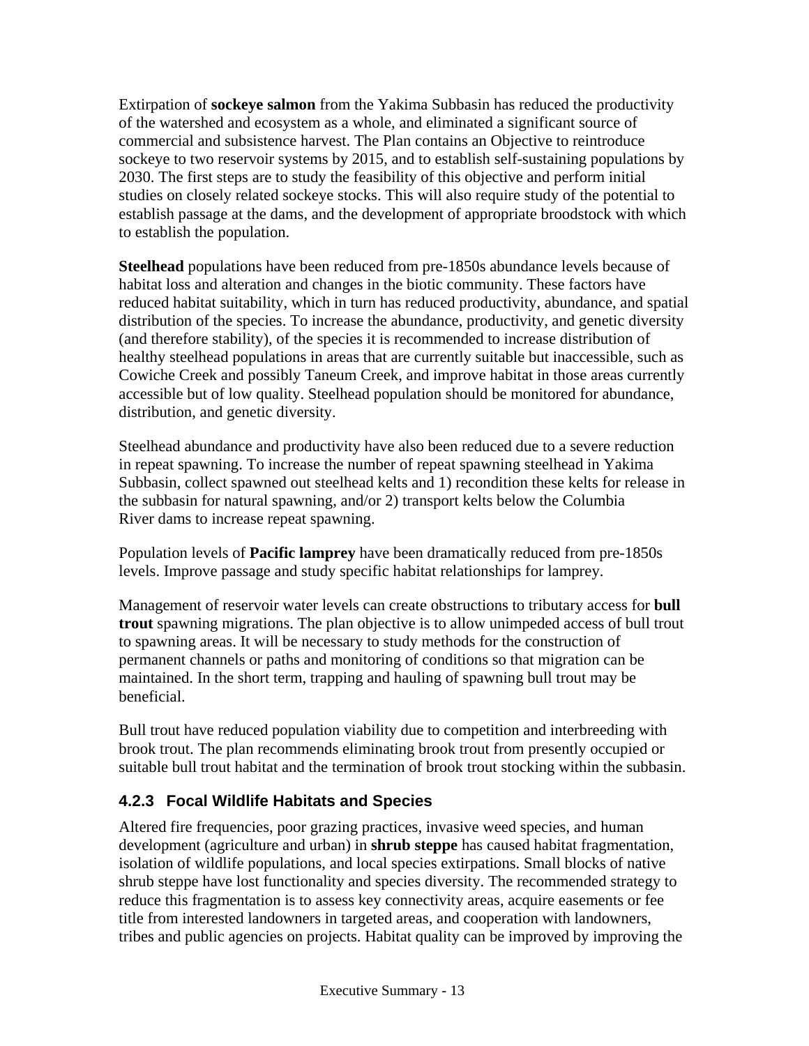Extirpation of **sockeye salmon** from the Yakima Subbasin has reduced the productivity of the watershed and ecosystem as a whole, and eliminated a significant source of commercial and subsistence harvest. The Plan contains an Objective to reintroduce sockeye to two reservoir systems by 2015, and to establish self-sustaining populations by 2030. The first steps are to study the feasibility of this objective and perform initial studies on closely related sockeye stocks. This will also require study of the potential to establish passage at the dams, and the development of appropriate broodstock with which to establish the population.

**Steelhead** populations have been reduced from pre-1850s abundance levels because of habitat loss and alteration and changes in the biotic community. These factors have reduced habitat suitability, which in turn has reduced productivity, abundance, and spatial distribution of the species. To increase the abundance, productivity, and genetic diversity (and therefore stability), of the species it is recommended to increase distribution of healthy steelhead populations in areas that are currently suitable but inaccessible, such as Cowiche Creek and possibly Taneum Creek, and improve habitat in those areas currently accessible but of low quality. Steelhead population should be monitored for abundance, distribution, and genetic diversity.

Steelhead abundance and productivity have also been reduced due to a severe reduction in repeat spawning. To increase the number of repeat spawning steelhead in Yakima Subbasin, collect spawned out steelhead kelts and 1) recondition these kelts for release in the subbasin for natural spawning, and/or 2) transport kelts below the Columbia River dams to increase repeat spawning.

Population levels of **Pacific lamprey** have been dramatically reduced from pre-1850s levels. Improve passage and study specific habitat relationships for lamprey.

Management of reservoir water levels can create obstructions to tributary access for **bull trout** spawning migrations. The plan objective is to allow unimpeded access of bull trout to spawning areas. It will be necessary to study methods for the construction of permanent channels or paths and monitoring of conditions so that migration can be maintained. In the short term, trapping and hauling of spawning bull trout may be beneficial.

Bull trout have reduced population viability due to competition and interbreeding with brook trout. The plan recommends eliminating brook trout from presently occupied or suitable bull trout habitat and the termination of brook trout stocking within the subbasin.

### 4.2.3 Focal Wildlife Habitats and Species

Altered fire frequencies, poor grazing practices, invasive weed species, and human development (agriculture and urban) in **shrub steppe** has caused habitat fragmentation, isolation of wildlife populations, and local species extirpations. Small blocks of native shrub steppe have lost functionality and species diversity. The recommended strategy to reduce this fragmentation is to assess key connectivity areas, acquire easements or fee title from interested landowners in targeted areas, and cooperation with landowners, tribes and public agencies on projects. Habitat quality can be improved by improving the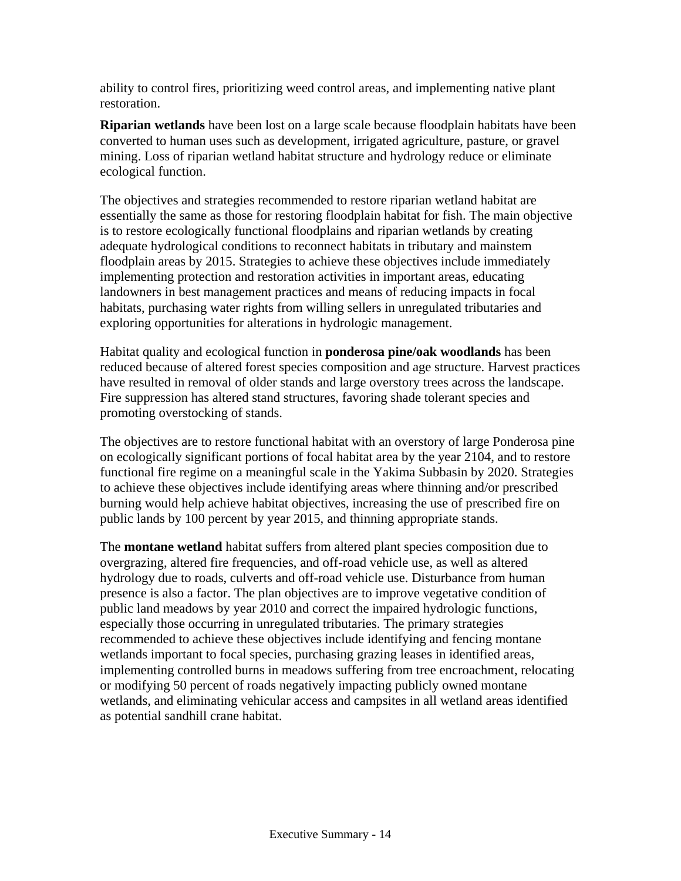ability to control fires, prioritizing weed control areas, and implementing native plant restoration.

**Riparian wetlands** have been lost on a large scale because floodplain habitats have been converted to human uses such as development, irrigated agriculture, pasture, or gravel mining. Loss of riparian wetland habitat structure and hydrology reduce or eliminate ecological function.

The objectives and strategies recommended to restore riparian wetland habitat are essentially the same as those for restoring floodplain habitat for fish. The main objective is to restore ecologically functional floodplains and riparian wetlands by creating adequate hydrological conditions to reconnect habitats in tributary and mainstem floodplain areas by 2015. Strategies to achieve these objectives include immediately implementing protection and restoration activities in important areas, educating landowners in best management practices and means of reducing impacts in focal habitats, purchasing water rights from willing sellers in unregulated tributaries and exploring opportunities for alterations in hydrologic management.

Habitat quality and ecological function in **ponderosa pine/oak woodlands** has been reduced because of altered forest species composition and age structure. Harvest practices have resulted in removal of older stands and large overstory trees across the landscape. Fire suppression has altered stand structures, favoring shade tolerant species and promoting overstocking of stands.

The objectives are to restore functional habitat with an overstory of large Ponderosa pine on ecologically significant portions of focal habitat area by the year 2104, and to restore functional fire regime on a meaningful scale in the Yakima Subbasin by 2020. Strategies to achieve these objectives include identifying areas where thinning and/or prescribed burning would help achieve habitat objectives, increasing the use of prescribed fire on public lands by 100 percent by year 2015, and thinning appropriate stands.

The **montane wetland** habitat suffers from altered plant species composition due to overgrazing, altered fire frequencies, and off-road vehicle use, as well as altered hydrology due to roads, culverts and off-road vehicle use. Disturbance from human presence is also a factor. The plan objectives are to improve vegetative condition of public land meadows by year 2010 and correct the impaired hydrologic functions, especially those occurring in unregulated tributaries. The primary strategies recommended to achieve these objectives include identifying and fencing montane wetlands important to focal species, purchasing grazing leases in identified areas, implementing controlled burns in meadows suffering from tree encroachment, relocating or modifying 50 percent of roads negatively impacting publicly owned montane wetlands, and eliminating vehicular access and campsites in all wetland areas identified as potential sandhill crane habitat.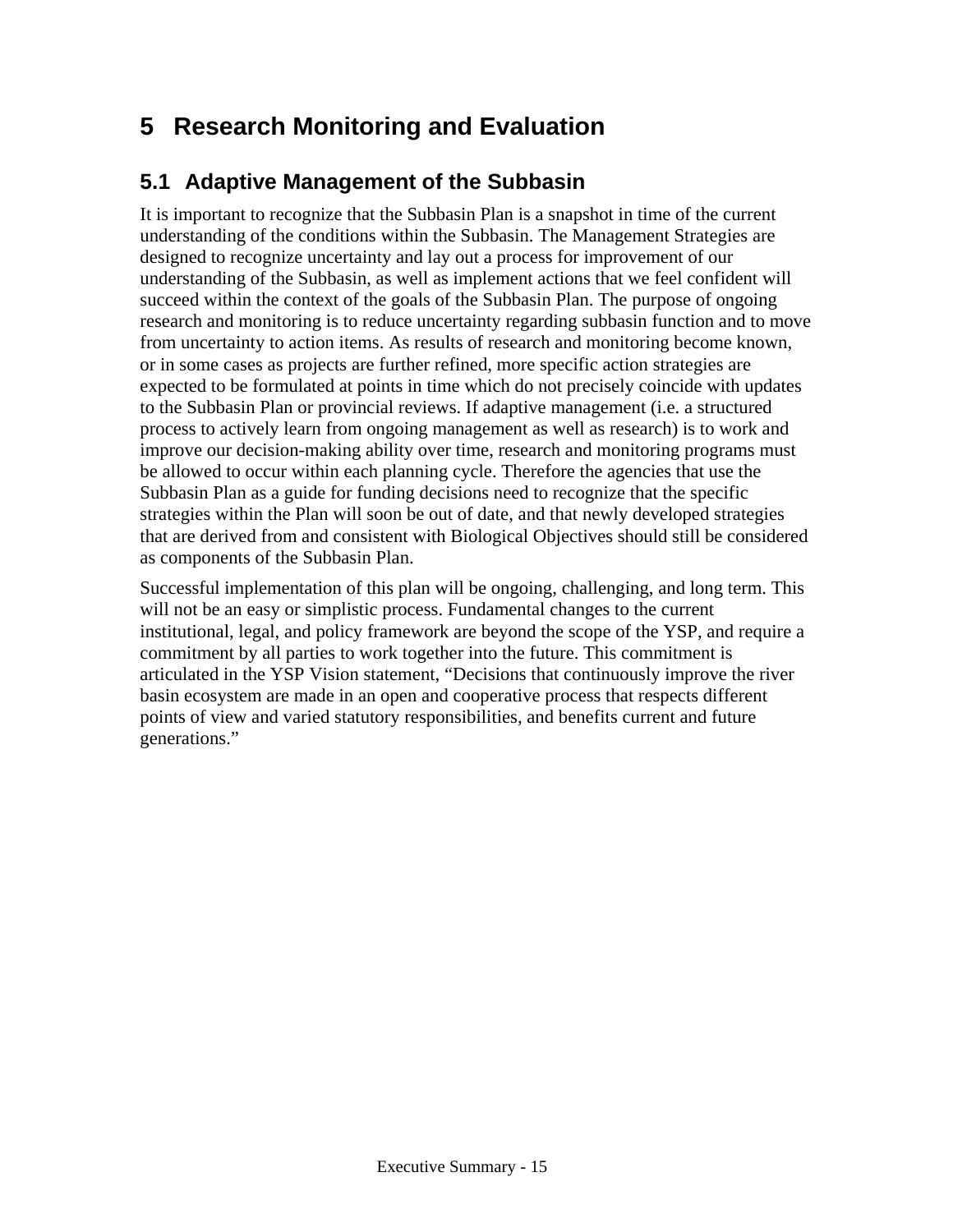# 5 Research Monitoring and Evaluation

## 5.1 Adaptive Management of the Subbasin

It is important to recognize that the Subbasin Plan is a snapshot in time of the current understanding of the conditions within the Subbasin. The Management Strategies are designed to recognize uncertainty and lay out a process for improvement of our understanding of the Subbasin, as well as implement actions that we feel confident will succeed within the context of the goals of the Subbasin Plan. The purpose of ongoing research and monitoring is to reduce uncertainty regarding subbasin function and to move from uncertainty to action items. As results of research and monitoring become known, or in some cases as projects are further refined, more specific action strategies are expected to be formulated at points in time which do not precisely coincide with updates to the Subbasin Plan or provincial reviews. If adaptive management (i.e. a structured process to actively learn from ongoing management as well as research) is to work and improve our decision-making ability over time, research and monitoring programs must be allowed to occur within each planning cycle. Therefore the agencies that use the Subbasin Plan as a guide for funding decisions need to recognize that the specific strategies within the Plan will soon be out of date, and that newly developed strategies that are derived from and consistent with Biological Objectives should still be considered as components of the Subbasin Plan.

Successful implementation of this plan will be ongoing, challenging, and long term. This will not be an easy or simplistic process. Fundamental changes to the current institutional, legal, and policy framework are beyond the scope of the YSP, and require a commitment by all parties to work together into the future. This commitment is articulated in the YSP Vision statement, "Decisions that continuously improve the river basin ecosystem are made in an open and cooperative process that respects different points of view and varied statutory responsibilities, and benefits current and future generations."